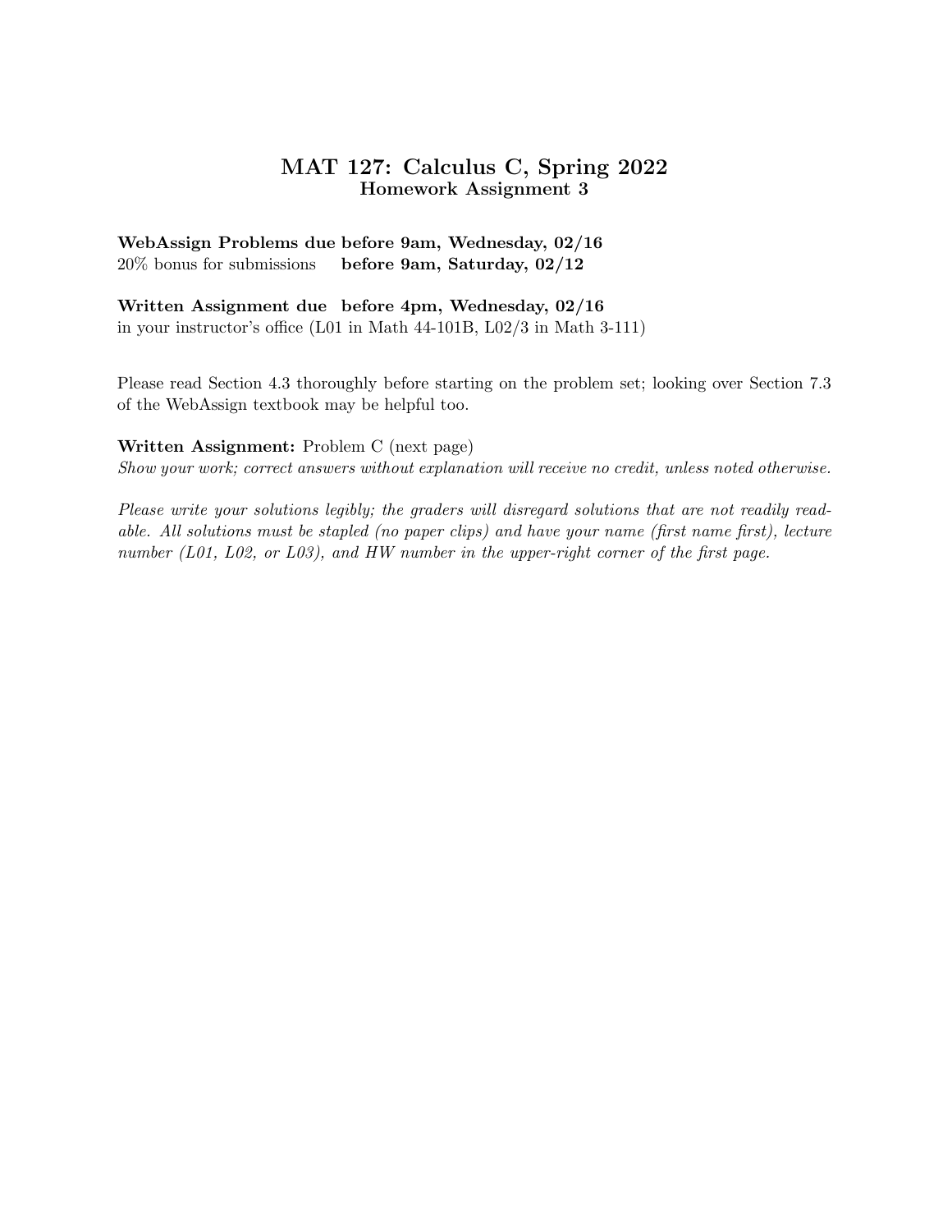# MAT 127: Calculus C, Spring 2022

## Homework Assignment 3

**WebAssign Problems due before 9am, Wednesday, 02/16**
20% bonus for submissions **before 9am, Saturday, 02/12**

**Written Assignment due before 4pm, Wednesday, 02/16**
in your instructor's office (L01 in Math 44-101B, L02/3 in Math 3-111)

Please read Section 4.3 thoroughly before starting on the problem set; looking over Section 7.3 of the WebAssign textbook may be helpful too.

**Written Assignment:** Problem C (next page)
*Show your work; correct answers without explanation will receive no credit, unless noted otherwise.*

*Please write your solutions legibly; the graders will disregard solutions that are not readily readable. All solutions must be stapled (no paper clips) and have your name (first name first), lecture number (L01, L02, or L03), and HW number in the upper-right corner of the first page.*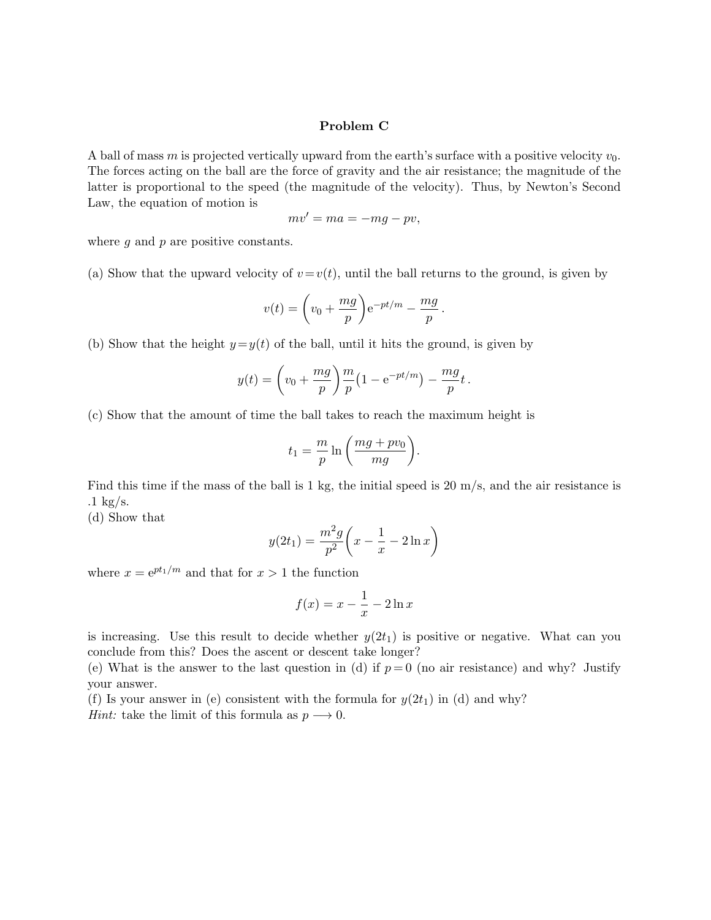## Problem C

A ball of mass $m$ is projected vertically upward from the earth's surface with a positive velocity $v_0$. The forces acting on the ball are the force of gravity and the air resistance; the magnitude of the latter is proportional to the speed (the magnitude of the velocity). Thus, by Newton's Second Law, the equation of motion is

$$mv' = ma = -mg - pv,$$

where $g$ and $p$ are positive constants.

(a) Show that the upward velocity of $v = v(t)$, until the ball returns to the ground, is given by

$$v(t) = \left(v_0 + \frac{mg}{p}\right)e^{-pt/m} - \frac{mg}{p}.$$

(b) Show that the height $y = y(t)$ of the ball, until it hits the ground, is given by

$$y(t) = \left(v_0 + \frac{mg}{p}\right)\frac{m}{p}(1 - e^{-pt/m}) - \frac{mg}{p}t.$$

(c) Show that the amount of time the ball takes to reach the maximum height is

$$t_1 = \frac{m}{p}\ln\left(\frac{mg + pv_0}{mg}\right).$$

Find this time if the mass of the ball is 1 kg, the initial speed is 20 m/s, and the air resistance is .1 kg/s.

(d) Show that

$$y(2t_1) = \frac{m^2 g}{p^2}\left(x - \frac{1}{x} - 2\ln x\right)$$

where $x = e^{pt_1/m}$ and that for $x > 1$ the function

$$f(x) = x - \frac{1}{x} - 2\ln x$$

is increasing. Use this result to decide whether $y(2t_1)$ is positive or negative. What can you conclude from this? Does the ascent or descent take longer?

(e) What is the answer to the last question in (d) if $p = 0$ (no air resistance) and why? Justify your answer.

(f) Is your answer in (e) consistent with the formula for $y(2t_1)$ in (d) and why?

*Hint:* take the limit of this formula as $p \longrightarrow 0$.